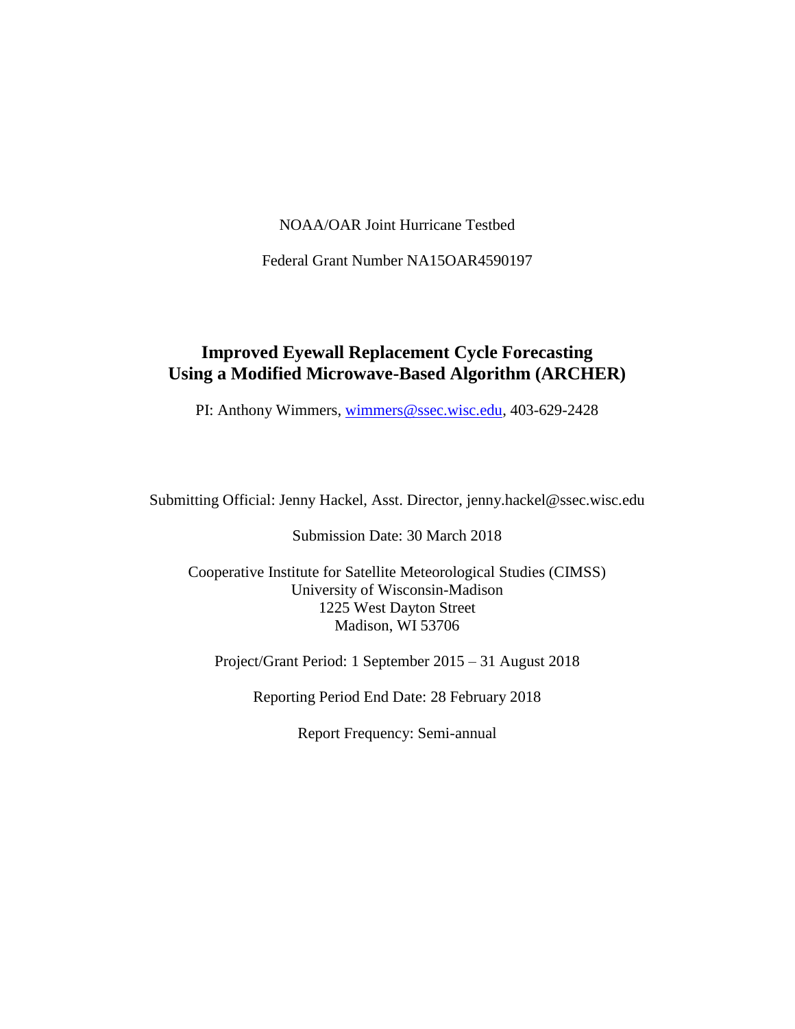NOAA/OAR Joint Hurricane Testbed

Federal Grant Number NA15OAR4590197

# Improved Eyewall Replacement Cycle Forecasting Using a Modified Microwave-Based Algorithm (ARCHER)

PI: Anthony Wimmers, wimmers@ssec.wisc.edu, 403-629-2428

Submitting Official: Jenny Hackel, Asst. Director, jenny.hackel@ssec.wisc.edu

Submission Date: 30 March 2018

Cooperative Institute for Satellite Meteorological Studies (CIMSS)
University of Wisconsin-Madison
1225 West Dayton Street
Madison, WI 53706

Project/Grant Period: 1 September 2015 – 31 August 2018

Reporting Period End Date: 28 February 2018

Report Frequency: Semi-annual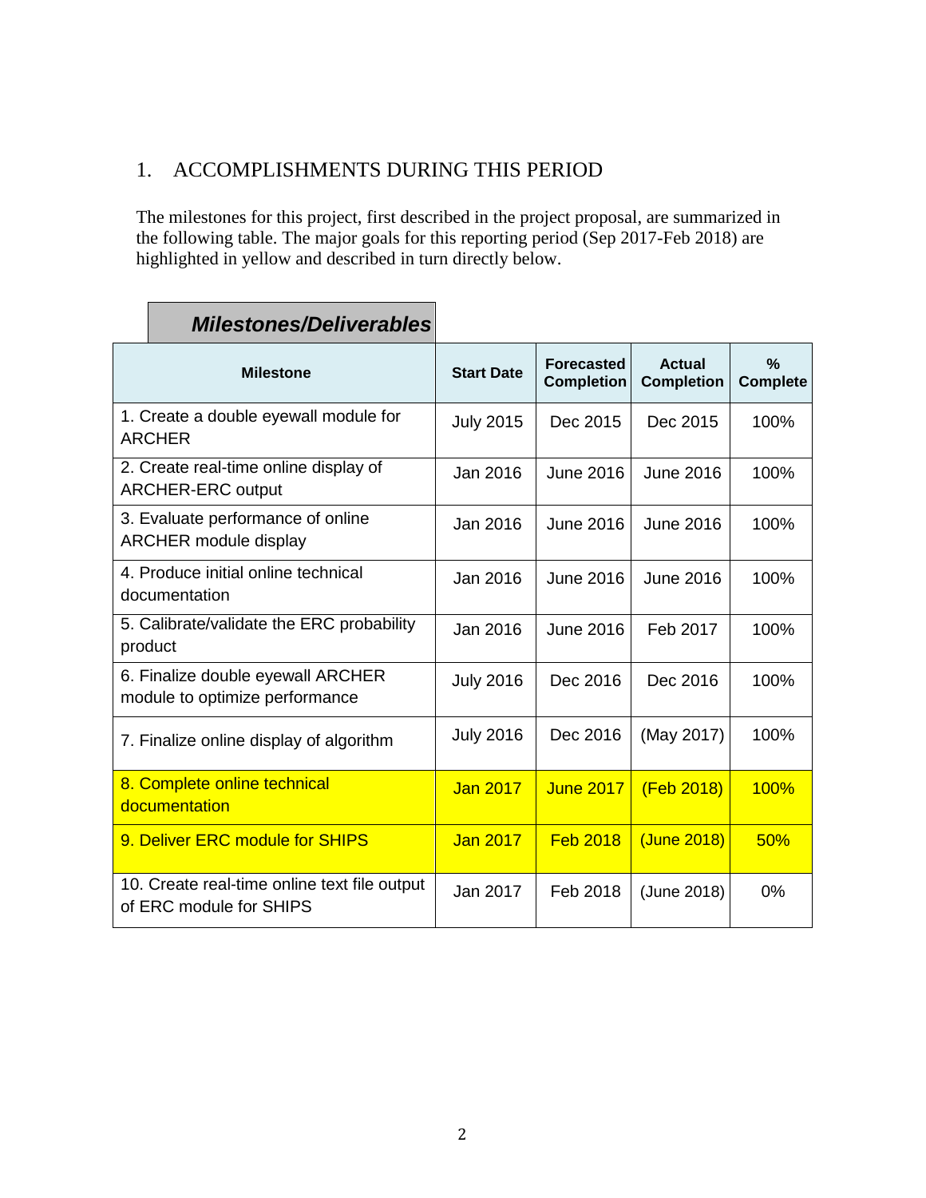# 1. ACCOMPLISHMENTS DURING THIS PERIOD

The milestones for this project, first described in the project proposal, are summarized in the following table. The major goals for this reporting period (Sep 2017-Feb 2018) are highlighted in yellow and described in turn directly below.

***Milestones/Deliverables***

| Milestone | Start Date | Forecasted Completion | Actual Completion | % Complete |
|---|---|---|---|---|
| 1. Create a double eyewall module for ARCHER | July 2015 | Dec 2015 | Dec 2015 | 100% |
| 2. Create real-time online display of ARCHER-ERC output | Jan 2016 | June 2016 | June 2016 | 100% |
| 3. Evaluate performance of online ARCHER module display | Jan 2016 | June 2016 | June 2016 | 100% |
| 4. Produce initial online technical documentation | Jan 2016 | June 2016 | June 2016 | 100% |
| 5. Calibrate/validate the ERC probability product | Jan 2016 | June 2016 | Feb 2017 | 100% |
| 6. Finalize double eyewall ARCHER module to optimize performance | July 2016 | Dec 2016 | Dec 2016 | 100% |
| 7. Finalize online display of algorithm | July 2016 | Dec 2016 | (May 2017) | 100% |
| 8. Complete online technical documentation | Jan 2017 | June 2017 | (Feb 2018) | 100% |
| 9. Deliver ERC module for SHIPS | Jan 2017 | Feb 2018 | (June 2018) | 50% |
| 10. Create real-time online text file output of ERC module for SHIPS | Jan 2017 | Feb 2018 | (June 2018) | 0% |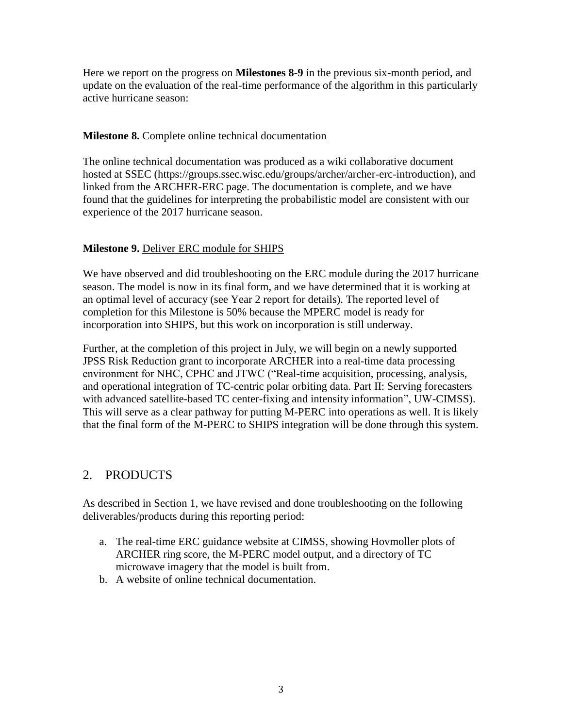Here we report on the progress on **Milestones 8-9** in the previous six-month period, and update on the evaluation of the real-time performance of the algorithm in this particularly active hurricane season:

**Milestone 8.** Complete online technical documentation

The online technical documentation was produced as a wiki collaborative document hosted at SSEC (https://groups.ssec.wisc.edu/groups/archer/archer-erc-introduction), and linked from the ARCHER-ERC page. The documentation is complete, and we have found that the guidelines for interpreting the probabilistic model are consistent with our experience of the 2017 hurricane season.

**Milestone 9.** Deliver ERC module for SHIPS

We have observed and did troubleshooting on the ERC module during the 2017 hurricane season. The model is now in its final form, and we have determined that it is working at an optimal level of accuracy (see Year 2 report for details). The reported level of completion for this Milestone is 50% because the MPERC model is ready for incorporation into SHIPS, but this work on incorporation is still underway.

Further, at the completion of this project in July, we will begin on a newly supported JPSS Risk Reduction grant to incorporate ARCHER into a real-time data processing environment for NHC, CPHC and JTWC ("Real-time acquisition, processing, analysis, and operational integration of TC-centric polar orbiting data. Part II: Serving forecasters with advanced satellite-based TC center-fixing and intensity information", UW-CIMSS). This will serve as a clear pathway for putting M-PERC into operations as well. It is likely that the final form of the M-PERC to SHIPS integration will be done through this system.

## 2. PRODUCTS

As described in Section 1, we have revised and done troubleshooting on the following deliverables/products during this reporting period:

a. The real-time ERC guidance website at CIMSS, showing Hovmoller plots of ARCHER ring score, the M-PERC model output, and a directory of TC microwave imagery that the model is built from.
b. A website of online technical documentation.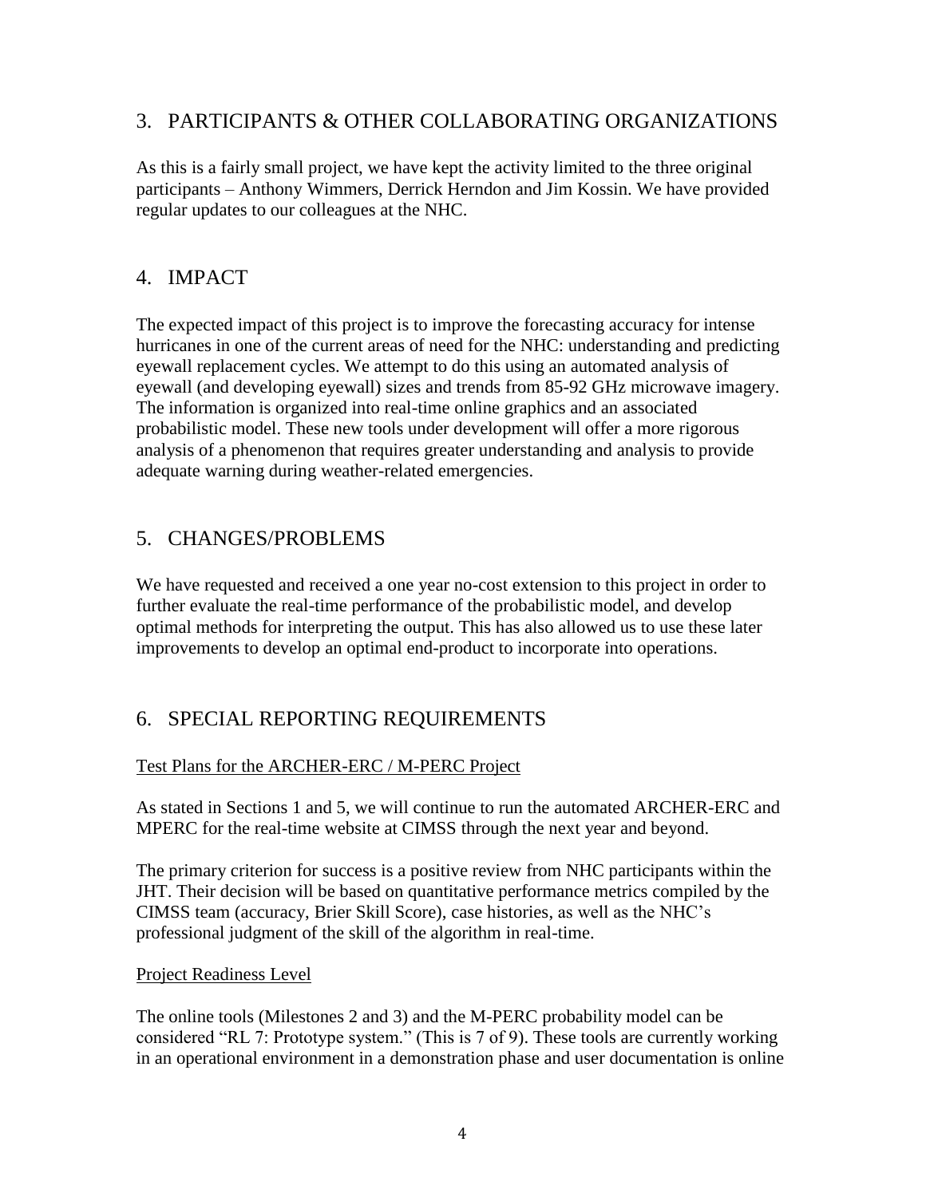## 3. PARTICIPANTS & OTHER COLLABORATING ORGANIZATIONS

As this is a fairly small project, we have kept the activity limited to the three original participants – Anthony Wimmers, Derrick Herndon and Jim Kossin. We have provided regular updates to our colleagues at the NHC.

## 4. IMPACT

The expected impact of this project is to improve the forecasting accuracy for intense hurricanes in one of the current areas of need for the NHC: understanding and predicting eyewall replacement cycles. We attempt to do this using an automated analysis of eyewall (and developing eyewall) sizes and trends from 85-92 GHz microwave imagery. The information is organized into real-time online graphics and an associated probabilistic model. These new tools under development will offer a more rigorous analysis of a phenomenon that requires greater understanding and analysis to provide adequate warning during weather-related emergencies.

## 5. CHANGES/PROBLEMS

We have requested and received a one year no-cost extension to this project in order to further evaluate the real-time performance of the probabilistic model, and develop optimal methods for interpreting the output. This has also allowed us to use these later improvements to develop an optimal end-product to incorporate into operations.

## 6. SPECIAL REPORTING REQUIREMENTS

### Test Plans for the ARCHER-ERC / M-PERC Project

As stated in Sections 1 and 5, we will continue to run the automated ARCHER-ERC and MPERC for the real-time website at CIMSS through the next year and beyond.

The primary criterion for success is a positive review from NHC participants within the JHT. Their decision will be based on quantitative performance metrics compiled by the CIMSS team (accuracy, Brier Skill Score), case histories, as well as the NHC's professional judgment of the skill of the algorithm in real-time.

### Project Readiness Level

The online tools (Milestones 2 and 3) and the M-PERC probability model can be considered "RL 7: Prototype system." (This is 7 of 9). These tools are currently working in an operational environment in a demonstration phase and user documentation is online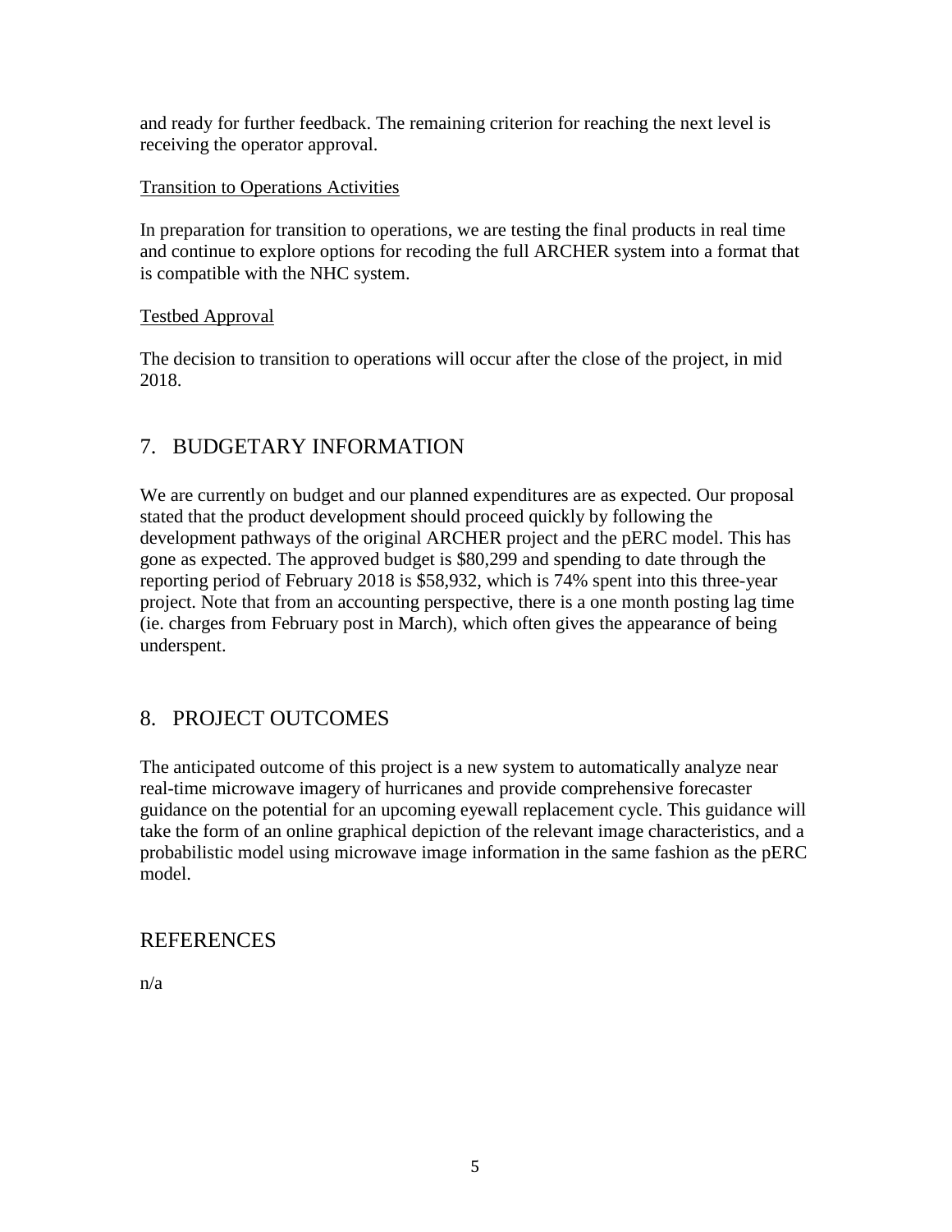and ready for further feedback. The remaining criterion for reaching the next level is receiving the operator approval.

Transition to Operations Activities

In preparation for transition to operations, we are testing the final products in real time and continue to explore options for recoding the full ARCHER system into a format that is compatible with the NHC system.

Testbed Approval

The decision to transition to operations will occur after the close of the project, in mid 2018.

## 7. BUDGETARY INFORMATION

We are currently on budget and our planned expenditures are as expected. Our proposal stated that the product development should proceed quickly by following the development pathways of the original ARCHER project and the pERC model. This has gone as expected. The approved budget is $80,299 and spending to date through the reporting period of February 2018 is $58,932, which is 74% spent into this three-year project. Note that from an accounting perspective, there is a one month posting lag time (ie. charges from February post in March), which often gives the appearance of being underspent.

## 8. PROJECT OUTCOMES

The anticipated outcome of this project is a new system to automatically analyze near real-time microwave imagery of hurricanes and provide comprehensive forecaster guidance on the potential for an upcoming eyewall replacement cycle. This guidance will take the form of an online graphical depiction of the relevant image characteristics, and a probabilistic model using microwave image information in the same fashion as the pERC model.

## REFERENCES

n/a